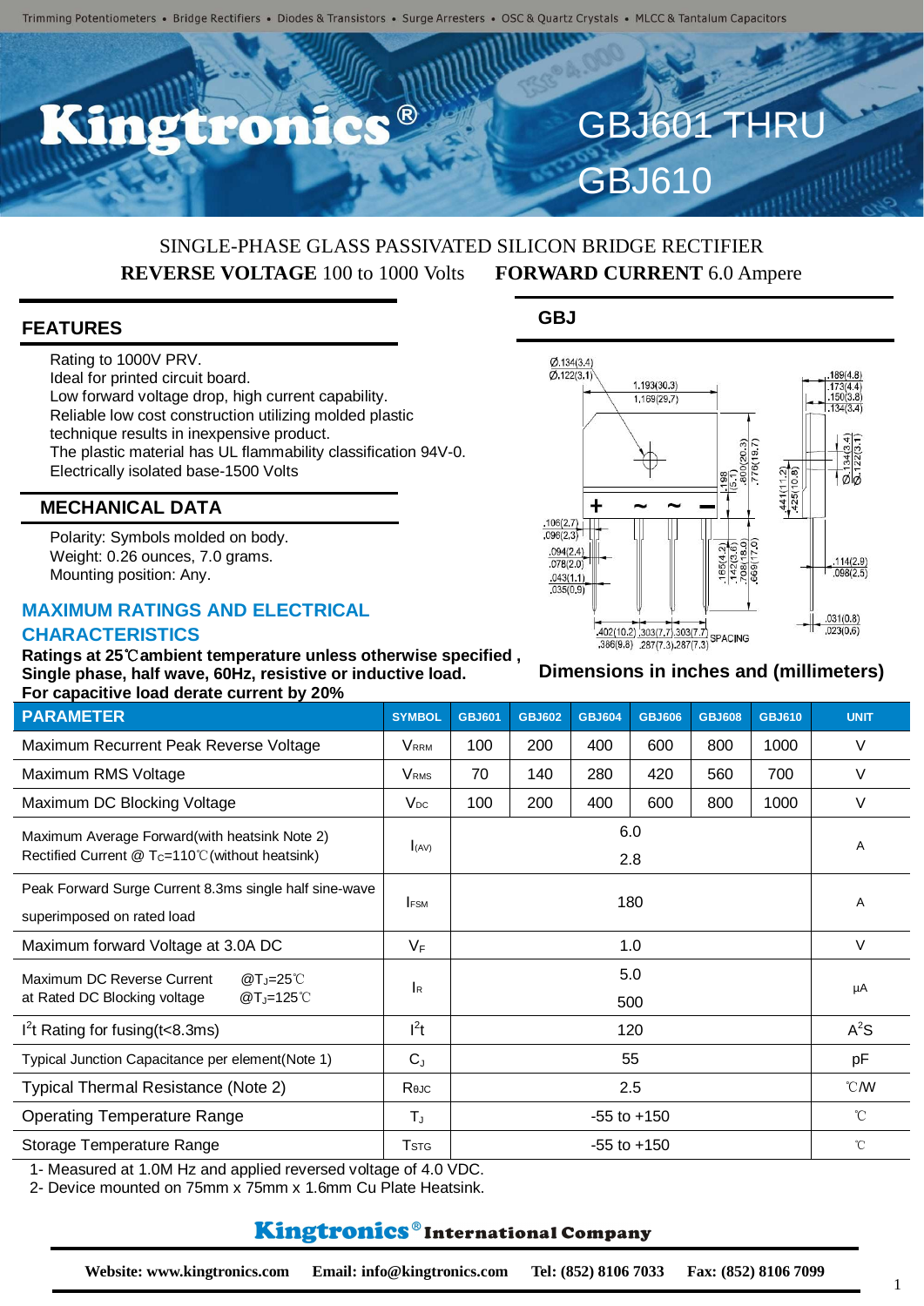Trimming Potentiometers • Bridge Rectifiers • Diodes & Transistors • Surge Arresters • OSC & Quartz Crystals • MLCC & Tantalum Capacitors

# Kingtronics®

# GBJ601 THRU GBJ610

SINGLE-PHASE GLASS PASSIVATED SILICON BRIDGE RECTIFIER

**REVERSE VOLTAGE** 100 to 1000 Volts **FORWARD CURRENT** 6.0 Ampere

## FEATURES

- Rating to 1000V PRV.
- Ideal for printed circuit board.
- Low forward voltage drop, high current capability.
- Reliable low cost construction utilizing molded plastic technique results in inexpensive product.
- The plastic material has UL flammability classification 94V-0.
- Electrically isolated base-1500 Volts

## MECHANICAL DATA

- Polarity: Symbols molded on body.
- Weight: 0.26 ounces, 7.0 grams.
- Mounting position: Any.

## GBJ

Dimensions in inches and (millimeters)

## MAXIMUM RATINGS AND ELECTRICAL CHARACTERISTICS

**Ratings at 25℃ambient temperature unless otherwise specified ,**
**Single phase, half wave, 60Hz, resistive or inductive load.**
**For capacitive load derate current by 20%**

| PARAMETER | SYMBOL | GBJ601 | GBJ602 | GBJ604 | GBJ606 | GBJ608 | GBJ610 | UNIT |
|---|---|---|---|---|---|---|---|---|
| Maximum Recurrent Peak Reverse Voltage | $V_{RRM}$ | 100 | 200 | 400 | 600 | 800 | 1000 | V |
| Maximum RMS Voltage | $V_{RMS}$ | 70 | 140 | 280 | 420 | 560 | 700 | V |
| Maximum DC Blocking Voltage | $V_{DC}$ | 100 | 200 | 400 | 600 | 800 | 1000 | V |
| Maximum Average Forward(with heatsink Note 2) Rectified Current @ $T_C$=110℃(without heatsink) | $I_{(AV)}$ | 6.0<br>2.8 | | | | | | A |
| Peak Forward Surge Current 8.3ms single half sine-wave superimposed on rated load | $I_{FSM}$ | 180 | | | | | | A |
| Maximum forward Voltage at 3.0A DC | $V_F$ | 1.0 | | | | | | V |
| Maximum DC Reverse Current at Rated DC Blocking voltage @$T_J$=25℃ / @$T_J$=125℃ | $I_R$ | 5.0<br>500 | | | | | | μA |
| $I^2t$ Rating for fusing(t<8.3ms) | $I^2t$ | 120 | | | | | | $A^2S$ |
| Typical Junction Capacitance per element(Note 1) | $C_J$ | 55 | | | | | | pF |
| Typical Thermal Resistance (Note 2) | $R_{\theta JC}$ | 2.5 | | | | | | ℃/W |
| Operating Temperature Range | $T_J$ | -55 to +150 | | | | | | ℃ |
| Storage Temperature Range | $T_{STG}$ | -55 to +150 | | | | | | ℃ |

1- Measured at 1.0M Hz and applied reversed voltage of 4.0 VDC.
2- Device mounted on 75mm x 75mm x 1.6mm Cu Plate Heatsink.

**Kingtronics® International Company**

**Website: www.kingtronics.com Email: info@kingtronics.com Tel: (852) 8106 7033 Fax: (852) 8106 7099**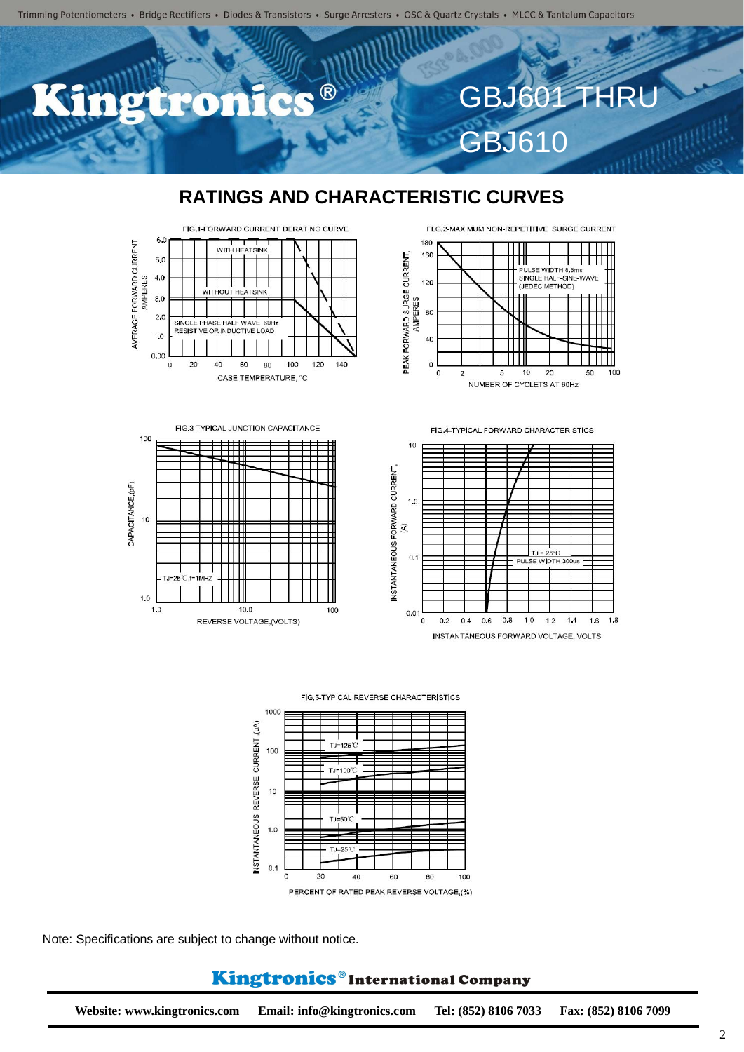Trimming Potentiometers • Bridge Rectifiers • Diodes & Transistors • Surge Arresters • OSC & Quartz Crystals • MLCC & Tantalum Capacitors

# Kingtronics®

# GBJ601 THRU GBJ610

## RATINGS AND CHARACTERISTIC CURVES

FIG.1-FORWARD CURRENT DERATING CURVE

AVERAGE FORWARD CURRENT AMPERES

6.0
5.0
4.0
3.0
2.0
1.0
0.00

WITH HEATSINK

WITHOUT HEATSINK

SINGLE PHASE HALF WAVE 60Hz
RESISTIVE OR INDUCTIVE LOAD

0 20 40 60 80 100 120 140

CASE TEMPERATURE, °C

FIG.2-MAXIMUM NON-REPETITIVE SURGE CURRENT

PEAK FORWARD SURGE CURRENT, AMPERES

180
160
120
80
40
0

PULSE WIDTH 8.3ms
SINGLE HALF-SINE-WAVE
(JEDEC METHOD)

0 2 5 10 20 50 100

NUMBER OF CYCLETS AT 60Hz

FIG.3-TYPICAL JUNCTION CAPACITANCE

CAPACITANCE,(pF)

100
10
1.0

TJ=25℃,f=1MHz

1.0 10.0 100

REVERSE VOLTAGE,(VOLTS)

FIG.4-TYPICAL FORWARD CHARACTERISTICS

INSTANTANEOUS FORWARD CURRENT, (A)

10
1.0
0.1
0.01

TJ = 25°C
PULSE WIDTH 300us

0 0.2 0.4 0.6 0.8 1.0 1.2 1.4 1.6 1.8

INSTANTANEOUS FORWARD VOLTAGE, VOLTS

FIG.5-TYPICAL REVERSE CHARACTERISTICS

INSTANTANEOUS REVERSE CURRENT ,(uA)

1000
100
10
1.0
0.1

TJ=125℃

TJ=100℃

TJ=50℃

TJ=25℃

0 20 40 60 80 100

PERCENT OF RATED PEAK REVERSE VOLTAGE,(%)

Note: Specifications are subject to change without notice.

**Kingtronics® International Company**

**Website: www.kingtronics.com  Email: info@kingtronics.com  Tel: (852) 8106 7033  Fax: (852) 8106 7099**